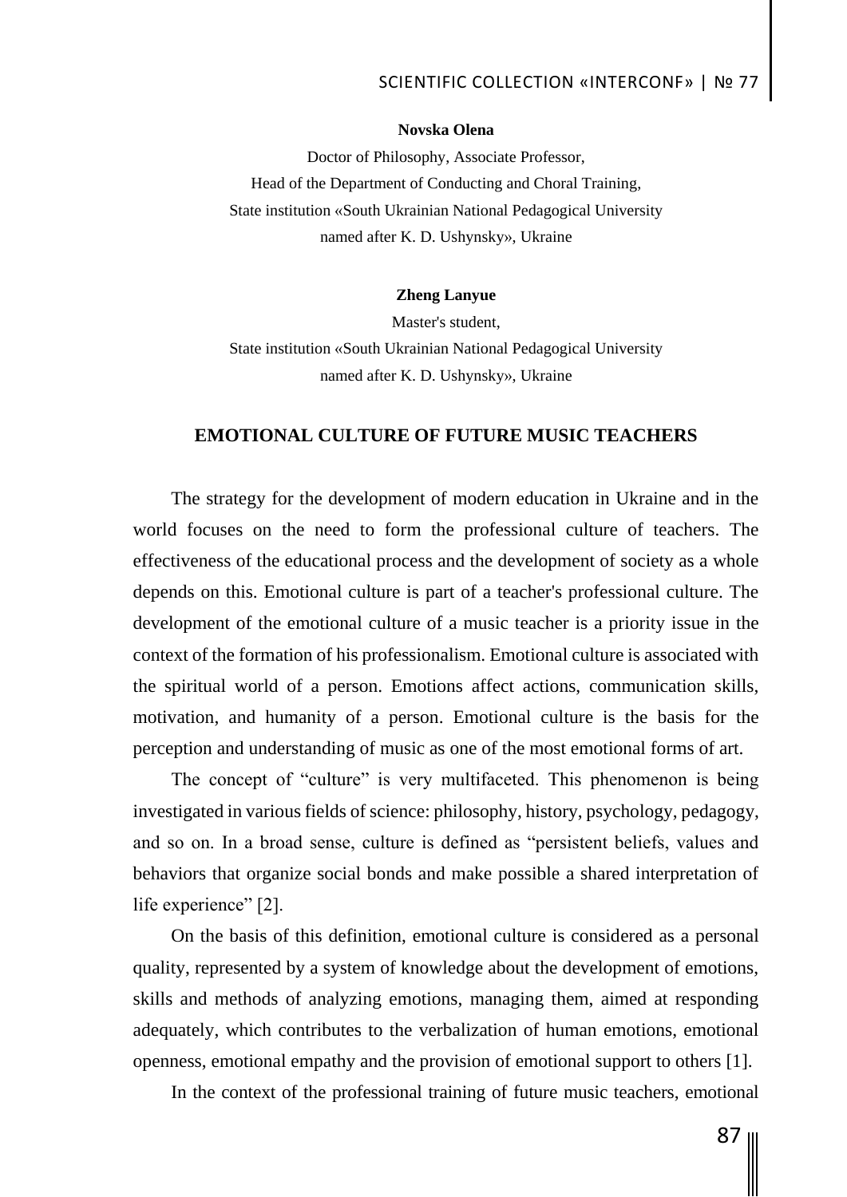**Novska Olena**

Doctor of Philosophy, Associate Professor,
Head of the Department of Conducting and Choral Training,
State institution «South Ukrainian National Pedagogical University
named after K. D. Ushynsky», Ukraine

**Zheng Lanyue**

Master's student,
State institution «South Ukrainian National Pedagogical University
named after K. D. Ushynsky», Ukraine

# EMOTIONAL CULTURE OF FUTURE MUSIC TEACHERS

The strategy for the development of modern education in Ukraine and in the world focuses on the need to form the professional culture of teachers. The effectiveness of the educational process and the development of society as a whole depends on this. Emotional culture is part of a teacher's professional culture. The development of the emotional culture of a music teacher is a priority issue in the context of the formation of his professionalism. Emotional culture is associated with the spiritual world of a person. Emotions affect actions, communication skills, motivation, and humanity of a person. Emotional culture is the basis for the perception and understanding of music as one of the most emotional forms of art.

The concept of "culture" is very multifaceted. This phenomenon is being investigated in various fields of science: philosophy, history, psychology, pedagogy, and so on. In a broad sense, culture is defined as "persistent beliefs, values and behaviors that organize social bonds and make possible a shared interpretation of life experience" [2].

On the basis of this definition, emotional culture is considered as a personal quality, represented by a system of knowledge about the development of emotions, skills and methods of analyzing emotions, managing them, aimed at responding adequately, which contributes to the verbalization of human emotions, emotional openness, emotional empathy and the provision of emotional support to others [1].

In the context of the professional training of future music teachers, emotional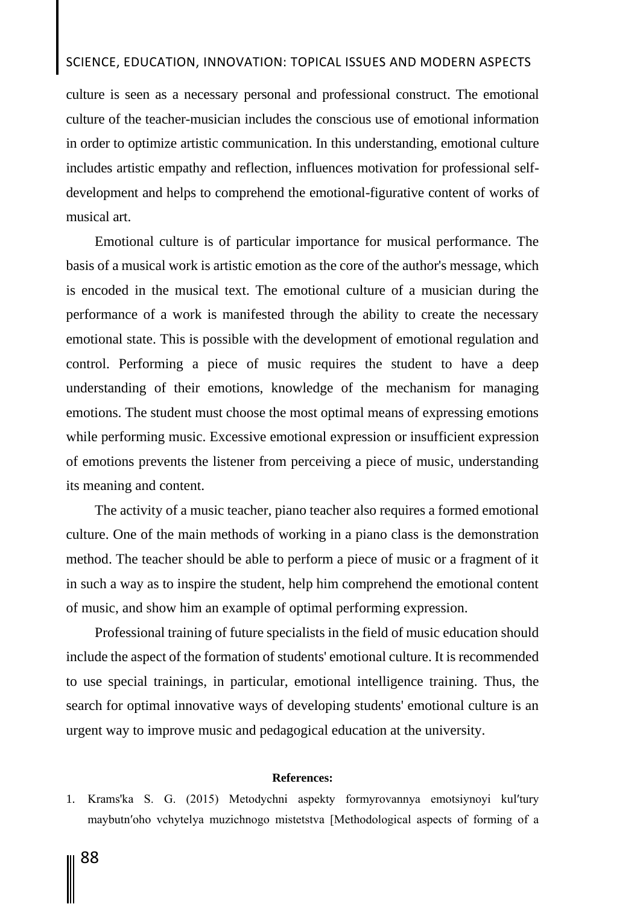culture is seen as a necessary personal and professional construct. The emotional culture of the teacher-musician includes the conscious use of emotional information in order to optimize artistic communication. In this understanding, emotional culture includes artistic empathy and reflection, influences motivation for professional self-development and helps to comprehend the emotional-figurative content of works of musical art.

Emotional culture is of particular importance for musical performance. The basis of a musical work is artistic emotion as the core of the author's message, which is encoded in the musical text. The emotional culture of a musician during the performance of a work is manifested through the ability to create the necessary emotional state. This is possible with the development of emotional regulation and control. Performing a piece of music requires the student to have a deep understanding of their emotions, knowledge of the mechanism for managing emotions. The student must choose the most optimal means of expressing emotions while performing music. Excessive emotional expression or insufficient expression of emotions prevents the listener from perceiving a piece of music, understanding its meaning and content.

The activity of a music teacher, piano teacher also requires a formed emotional culture. One of the main methods of working in a piano class is the demonstration method. The teacher should be able to perform a piece of music or a fragment of it in such a way as to inspire the student, help him comprehend the emotional content of music, and show him an example of optimal performing expression.

Professional training of future specialists in the field of music education should include the aspect of the formation of students' emotional culture. It is recommended to use special trainings, in particular, emotional intelligence training. Thus, the search for optimal innovative ways of developing students' emotional culture is an urgent way to improve music and pedagogical education at the university.

**References:**

1. Krams'ka S. G. (2015) Metodychni aspekty formyrovannya emotsiynoyi kul′tury maybutn′oho vchytelya muzichnogo mistetstva [Methodological aspects of forming of a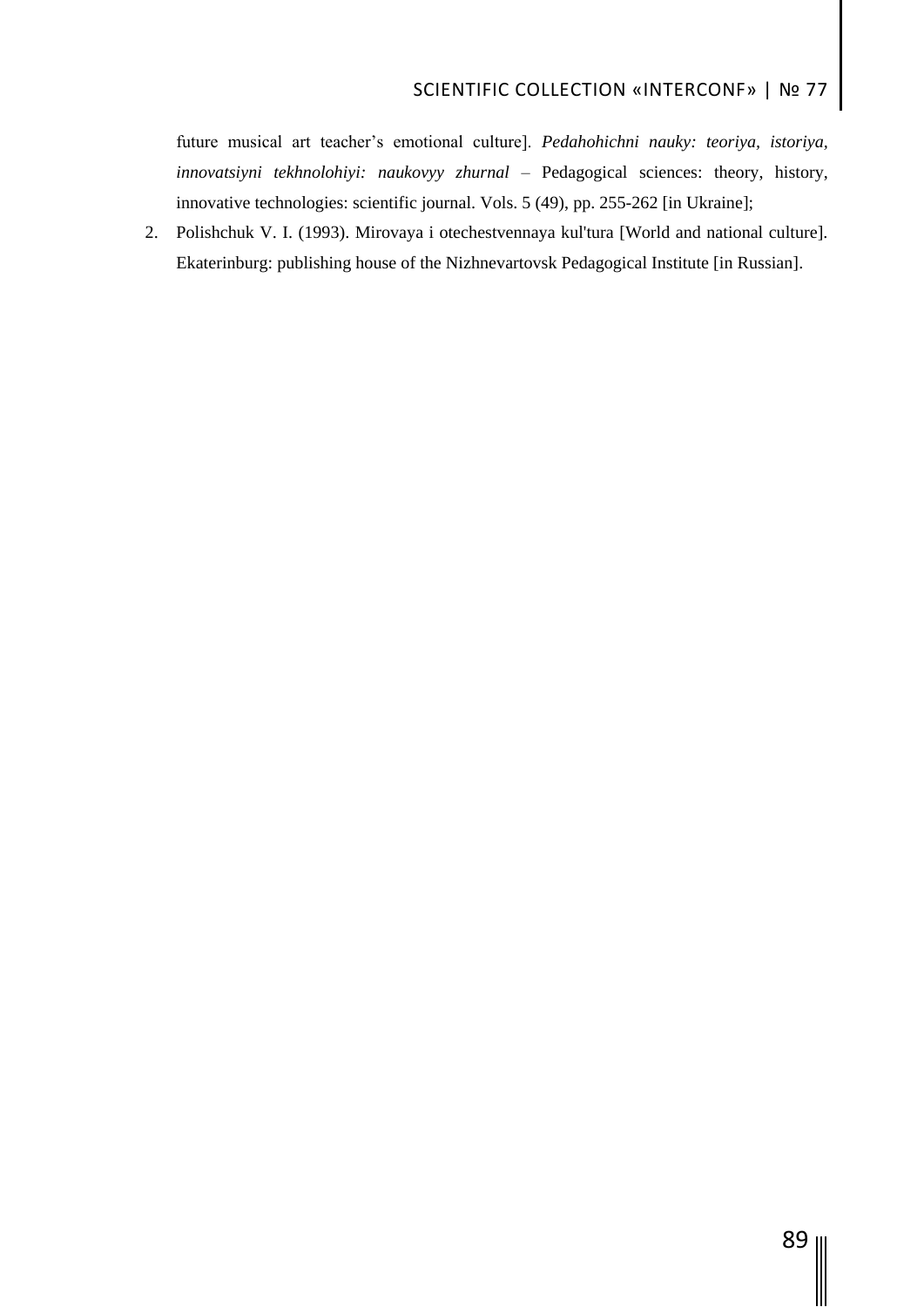future musical art teacher's emotional culture]. *Pedahohichni nauky: teoriya, istoriya, innovatsiyni tekhnolohiyi: naukovyy zhurnal* – Pedagogical sciences: theory, history, innovative technologies: scientific journal. Vols. 5 (49), pp. 255-262 [in Ukraine];

2. Polishchuk V. I. (1993). Mirovaya i otechestvennaya kul'tura [World and national culture]. Ekaterinburg: publishing house of the Nizhnevartovsk Pedagogical Institute [in Russian].